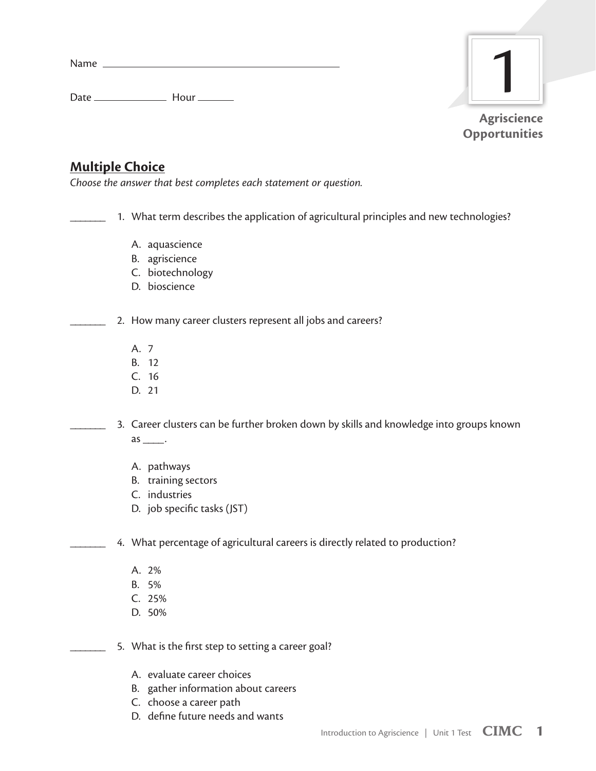Name ______________________________________

Date ____________ Hour ______

1

**Agriscience Opportunities**

## Multiple Choice

*Choose the answer that best completes each statement or question.*

_______ 1. What term describes the application of agricultural principles and new technologies?

A. aquascience
B. agriscience
C. biotechnology
D. bioscience

_______ 2. How many career clusters represent all jobs and careers?

A. 7
B. 12
C. 16
D. 21

_______ 3. Career clusters can be further broken down by skills and knowledge into groups known as ____.

A. pathways
B. training sectors
C. industries
D. job specific tasks (JST)

_______ 4. What percentage of agricultural careers is directly related to production?

A. 2%
B. 5%
C. 25%
D. 50%

_______ 5. What is the first step to setting a career goal?

A. evaluate career choices
B. gather information about careers
C. choose a career path
D. define future needs and wants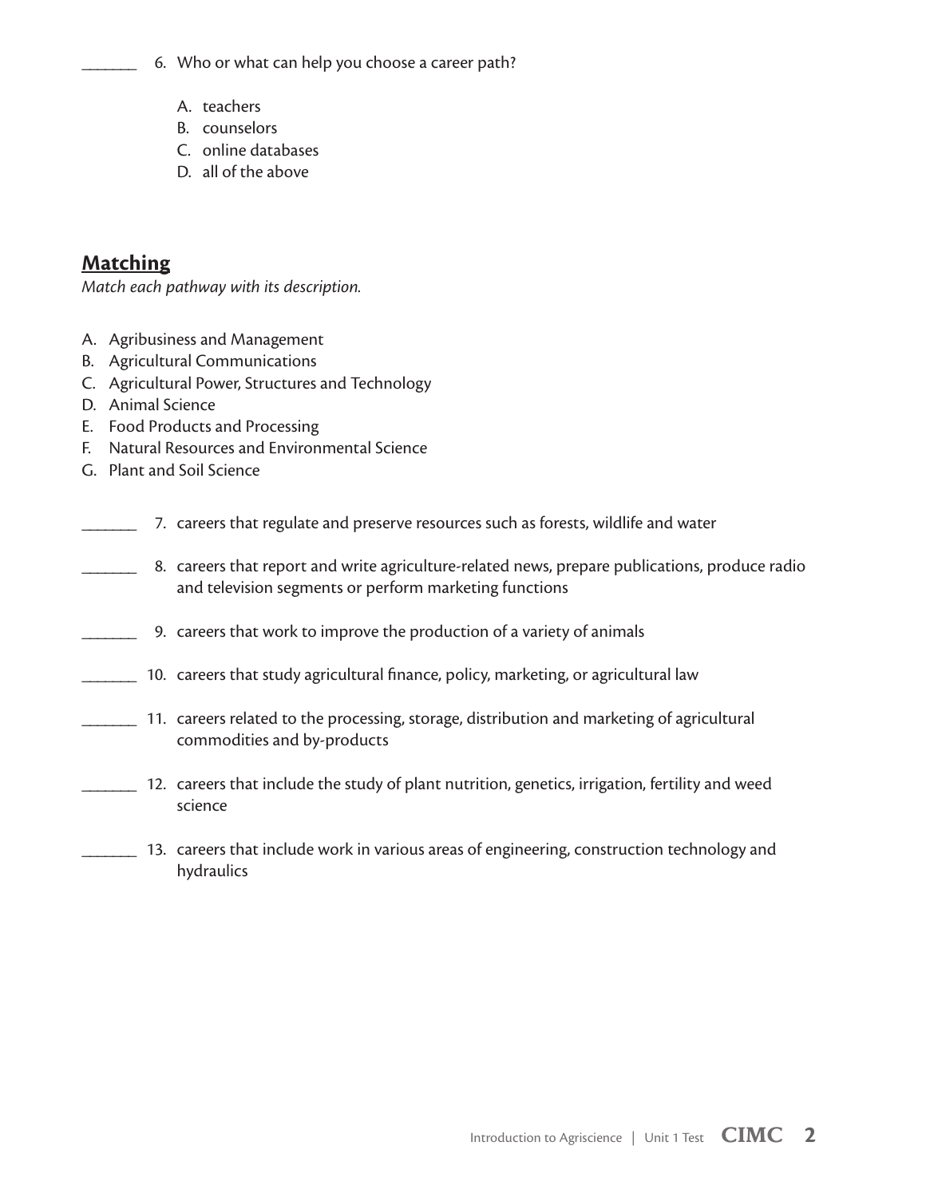_______ 6. Who or what can help you choose a career path?

A. teachers
B. counselors
C. online databases
D. all of the above

## Matching

*Match each pathway with its description.*

A. Agribusiness and Management
B. Agricultural Communications
C. Agricultural Power, Structures and Technology
D. Animal Science
E. Food Products and Processing
F. Natural Resources and Environmental Science
G. Plant and Soil Science

_______ 7. careers that regulate and preserve resources such as forests, wildlife and water

_______ 8. careers that report and write agriculture-related news, prepare publications, produce radio and television segments or perform marketing functions

_______ 9. careers that work to improve the production of a variety of animals

_______ 10. careers that study agricultural finance, policy, marketing, or agricultural law

_______ 11. careers related to the processing, storage, distribution and marketing of agricultural commodities and by-products

_______ 12. careers that include the study of plant nutrition, genetics, irrigation, fertility and weed science

_______ 13. careers that include work in various areas of engineering, construction technology and hydraulics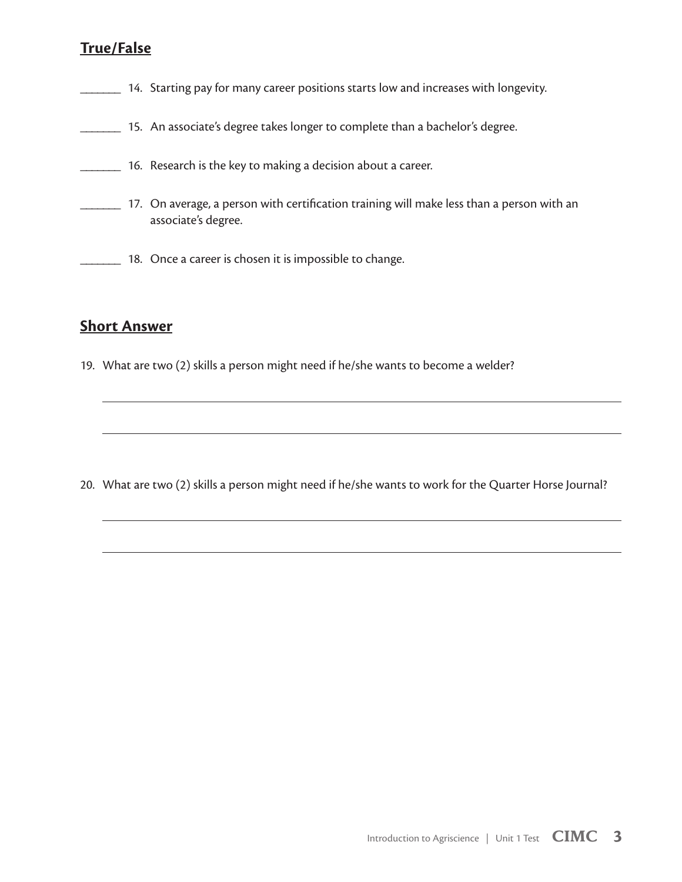## True/False

_______ 14. Starting pay for many career positions starts low and increases with longevity.

_______ 15. An associate's degree takes longer to complete than a bachelor's degree.

_______ 16. Research is the key to making a decision about a career.

_______ 17. On average, a person with certification training will make less than a person with an associate's degree.

_______ 18. Once a career is chosen it is impossible to change.

## Short Answer

19. What are two (2) skills a person might need if he/she wants to become a welder?

_______________________________________________

_______________________________________________

20. What are two (2) skills a person might need if he/she wants to work for the Quarter Horse Journal?

_______________________________________________

_______________________________________________